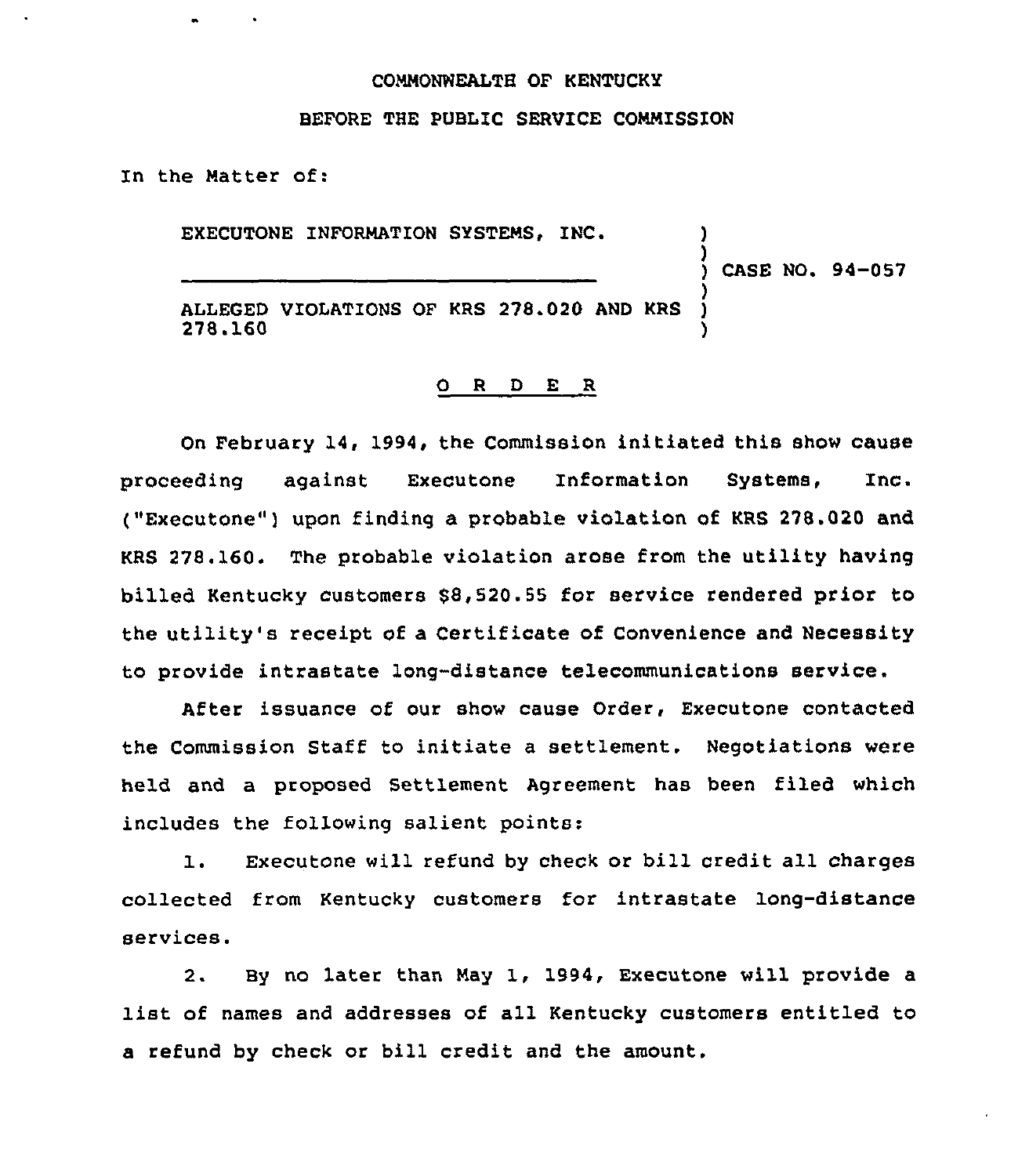COMMONWEALTH OF KENTUCKY

BEFORE THE PUBLIC SERVICE COMMISSION

In the Matter of:

EXECUTONE INFORMATION SYSTEMS, INC. )
) CASE NO. 94-057
ALLEGED VIOLATIONS OF KRS 278.020 AND KRS 278.160 )

O R D E R

On February 14, 1994, the Commission initiated this show cause proceeding against Executone Information Systems, Inc. ("Executone") upon finding a probable violation of KRS 278.020 and KRS 278.160. The probable violation arose from the utility having billed Kentucky customers $8,520.55 for service rendered prior to the utility's receipt of a Certificate of Convenience and Necessity to provide intrastate long-distance telecommunications service.

After issuance of our show cause Order, Executone contacted the Commission Staff to initiate a settlement. Negotiations were held and a proposed Settlement Agreement has been filed which includes the following salient points:

1. Executone will refund by check or bill credit all charges collected from Kentucky customers for intrastate long-distance services.

2. By no later than May 1, 1994, Executone will provide a list of names and addresses of all Kentucky customers entitled to a refund by check or bill credit and the amount.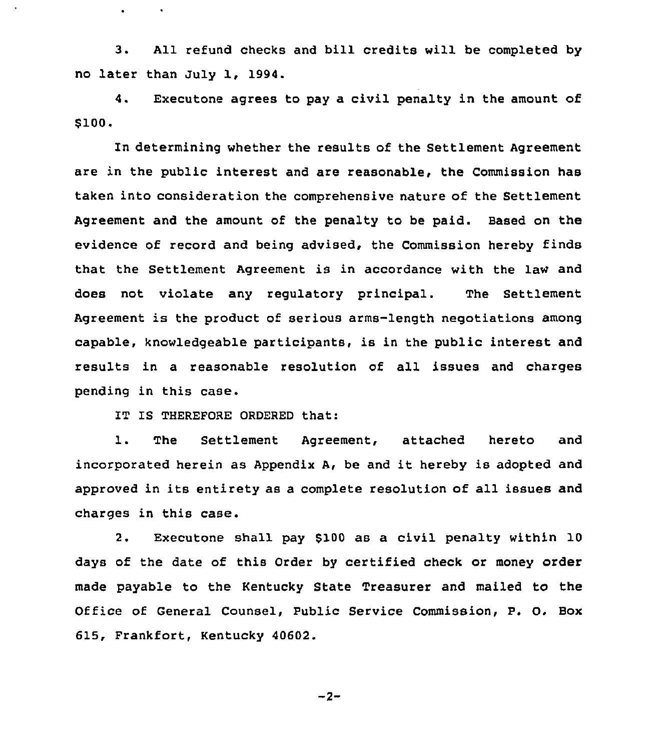3. All refund checks and bill credits will be completed by no later than July 1, 1994.

4. Executone agrees to pay a civil penalty in the amount of $100.

In determining whether the results of the Settlement Agreement are in the public interest and are reasonable, the Commission has taken into consideration the comprehensive nature of the Settlement Agreement and the amount of the penalty to be paid. Based on the evidence of record and being advised, the Commission hereby finds that the Settlement Agreement is in accordance with the law and does not violate any regulatory principal. The Settlement Agreement is the product of serious arms-length negotiations among capable, knowledgeable participants, is in the public interest and results in a reasonable resolution of all issues and charges pending in this case.

IT IS THEREFORE ORDERED that:

1. The Settlement Agreement, attached hereto and incorporated herein as Appendix A, be and it hereby is adopted and approved in its entirety as a complete resolution of all issues and charges in this case.

2. Executone shall pay $100 as a civil penalty within 10 days of the date of this Order by certified check or money order made payable to the Kentucky State Treasurer and mailed to the Office of General Counsel, Public Service Commission, P. O. Box 615, Frankfort, Kentucky 40602.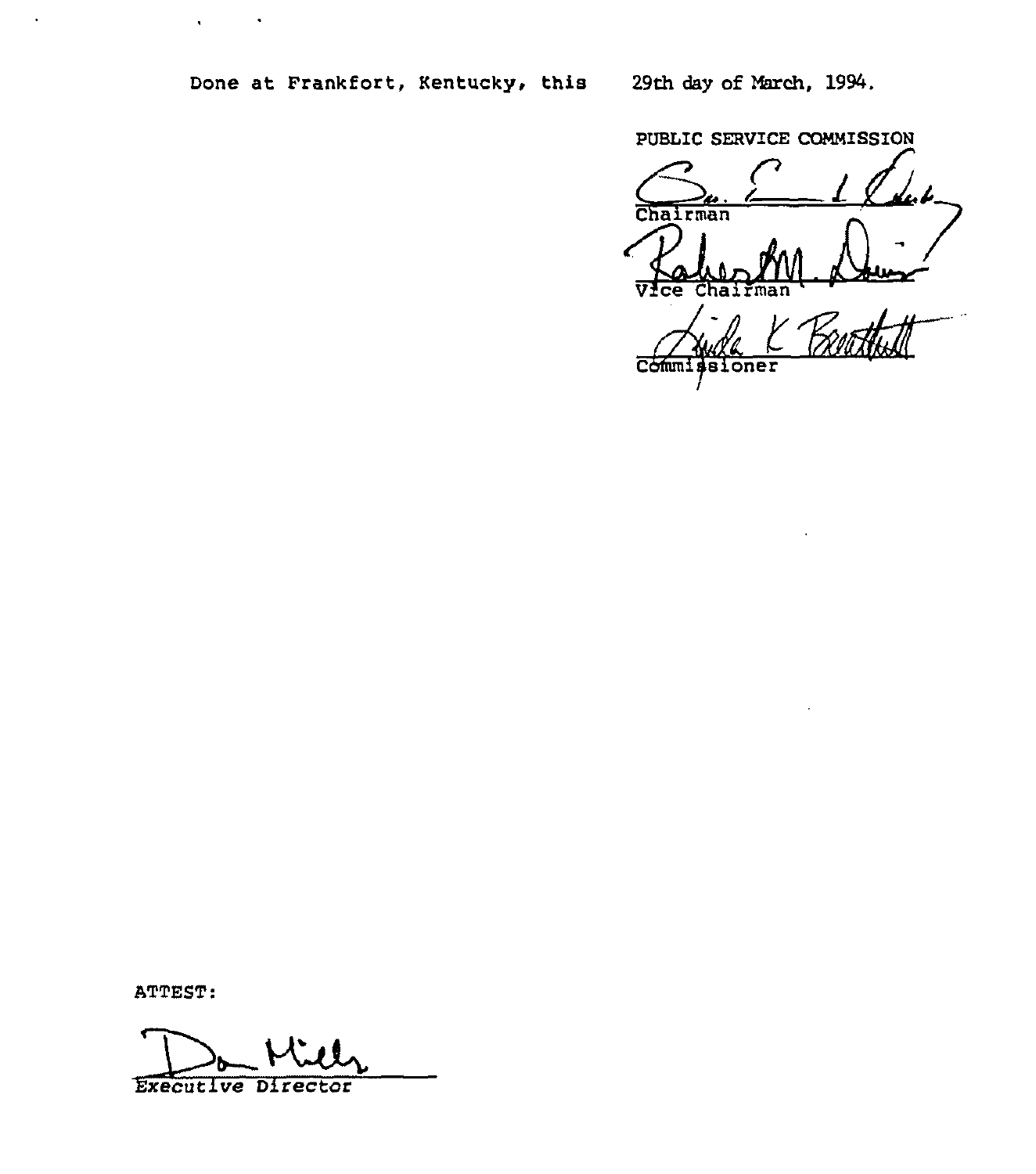Done at Frankfort, Kentucky, this 29th day of March, 1994.

PUBLIC SERVICE COMMISSION

Chairman

Vice Chairman

Commissioner

ATTEST:

Executive Director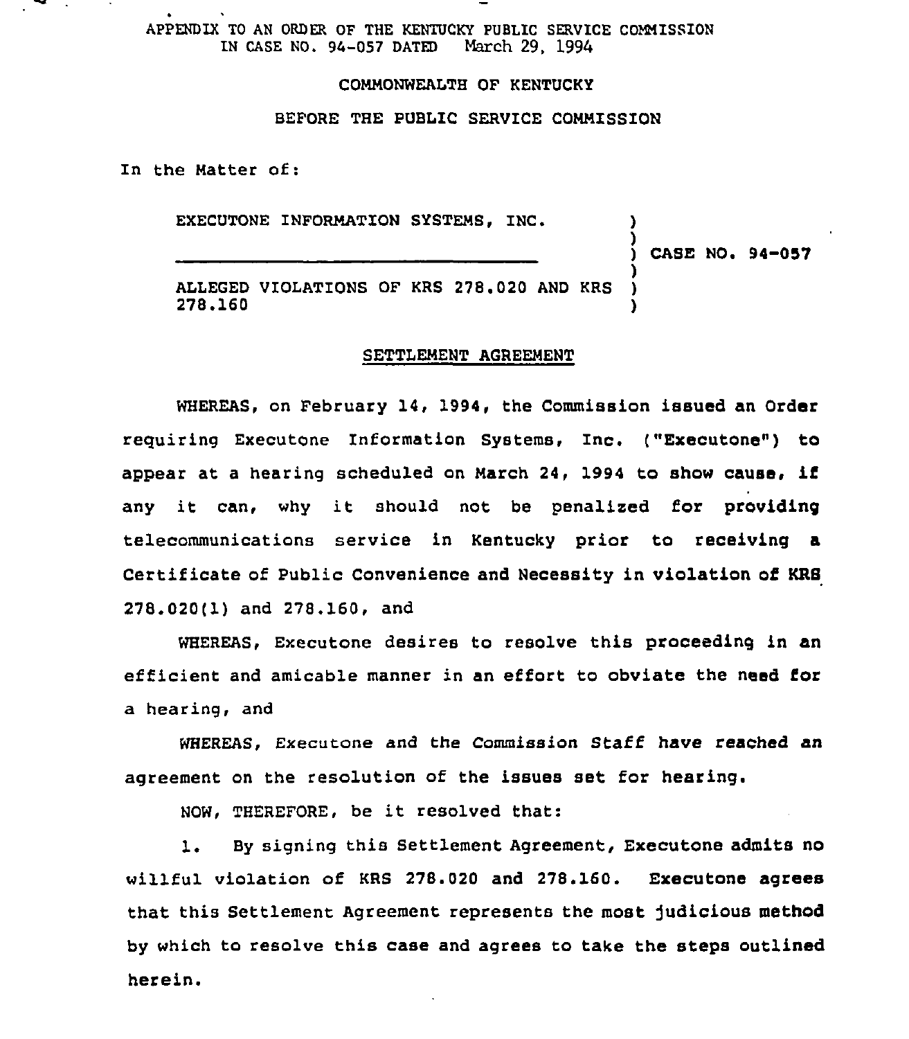APPENDIX TO AN ORDER OF THE KENTUCKY PUBLIC SERVICE COMMISSION IN CASE NO. 94-057 DATED March 29, 1994

COMMONWEALTH OF KENTUCKY

BEFORE THE PUBLIC SERVICE COMMISSION

In the Matter of:

EXECUTONE INFORMATION SYSTEMS, INC. ) CASE NO. 94-057

ALLEGED VIOLATIONS OF KRS 278.020 AND KRS 278.160

## SETTLEMENT AGREEMENT

WHEREAS, on February 14, 1994, the Commission issued an Order requiring Executone Information Systems, Inc. ("Executone") to appear at a hearing scheduled on March 24, 1994 to show cause, if any it can, why it should not be penalized for providing telecommunications service in Kentucky prior to receiving a Certificate of Public Convenience and Necessity in violation of KRS 278.020(1) and 278.160, and

WHEREAS, Executone desires to resolve this proceeding in an efficient and amicable manner in an effort to obviate the need for a hearing, and

WHEREAS, Executone and the Commission Staff have reached an agreement on the resolution of the issues set for hearing.

NOW, THEREFORE, be it resolved that:

1. By signing this Settlement Agreement, Executone admits no willful violation of KRS 278.020 and 278.160. Executone agrees that this Settlement Agreement represents the most judicious method by which to resolve this case and agrees to take the steps outlined herein.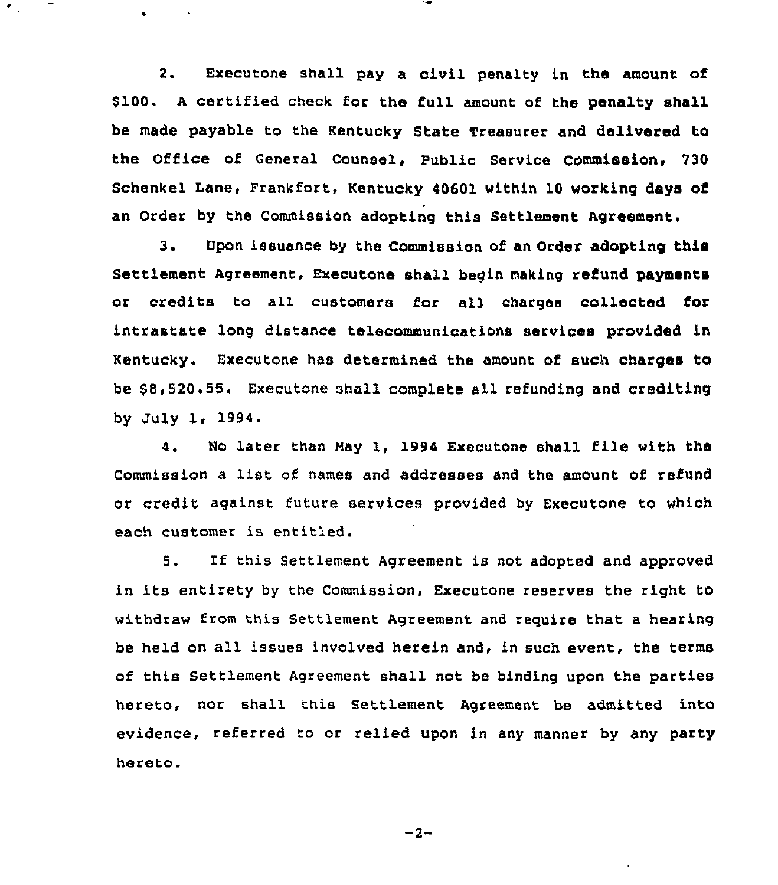2. Executone shall pay a civil penalty in the amount of $100. A certified check for the full amount of the penalty shall be made payable to the Kentucky State Treasurer and delivered to the Office of General Counsel, Public Service Commission, 730 Schenkel Lane, Frankfort, Kentucky 40601 within 10 working days of an Order by the Commission adopting this Settlement Agreement.

3. Upon issuance by the Commission of an Order adopting this Settlement Agreement, Executone shall begin making refund payments or credits to all customers for all charges collected for intrastate long distance telecommunications services provided in Kentucky. Executone has determined the amount of such charges to be $8,520.55. Executone shall complete all refunding and crediting by July 1, 1994.

4. No later than May 1, 1994 Executone shall file with the Commission a list of names and addresses and the amount of refund or credit against future services provided by Executone to which each customer is entitled.

5. If this Settlement Agreement is not adopted and approved in its entirety by the Commission, Executone reserves the right to withdraw from this Settlement Agreement and require that a hearing be held on all issues involved herein and, in such event, the terms of this Settlement Agreement shall not be binding upon the parties hereto, nor shall this Settlement Agreement be admitted into evidence, referred to or relied upon in any manner by any party hereto.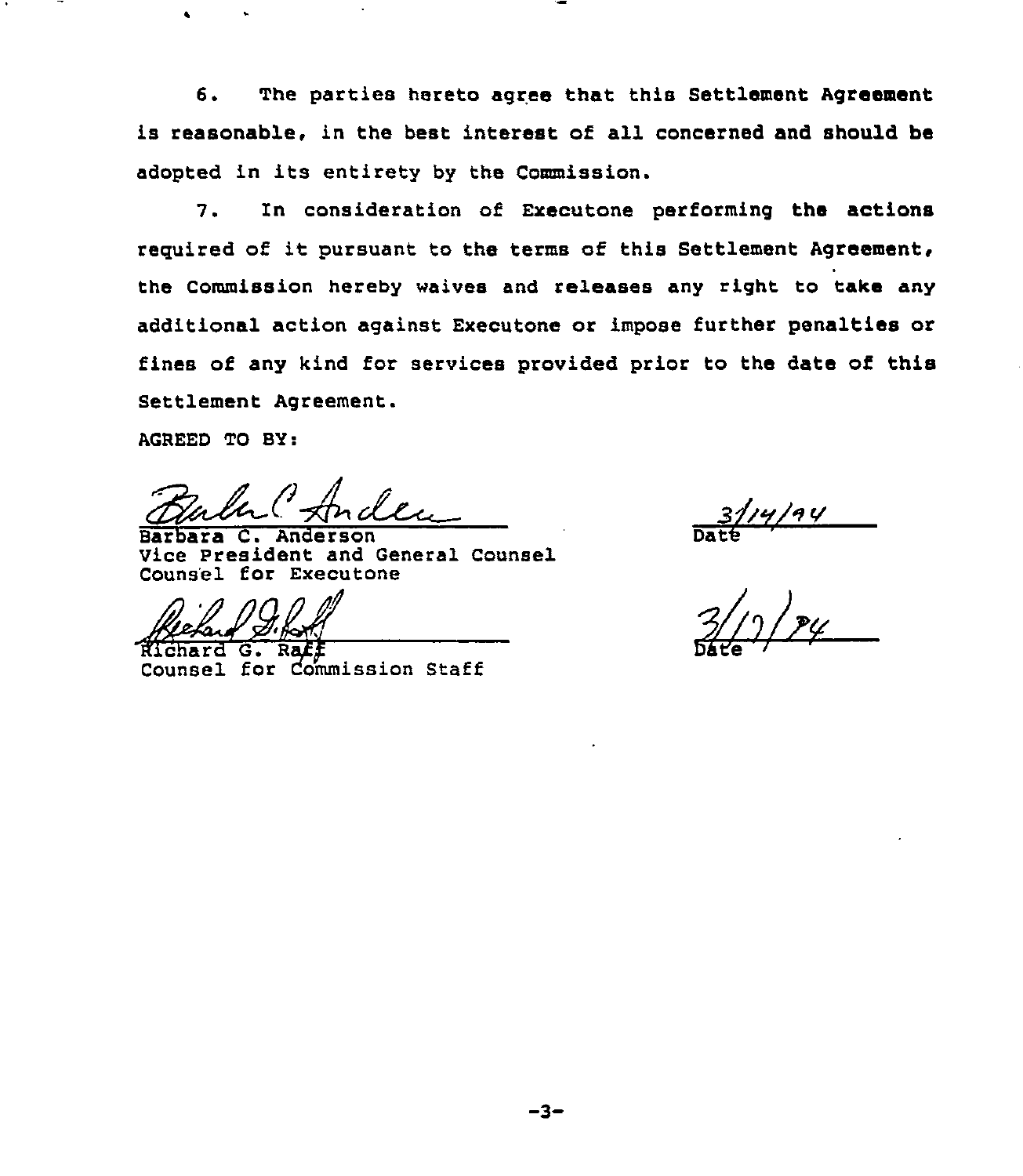6. The parties hereto agree that this Settlement Agreement is reasonable, in the best interest of all concerned and should be adopted in its entirety by the Commission.

7. In consideration of Executone performing the actions required of it pursuant to the terms of this Settlement Agreement, the Commission hereby waives and releases any right to take any additional action against Executone or impose further penalties or fines of any kind for services provided prior to the date of this Settlement Agreement.

AGREED TO BY:

Barbara C. Anderson
Vice President and General Counsel
Counsel for Executone

3/14/94
Date

Richard G. Raff
Counsel for Commission Staff

3/17/94
Date